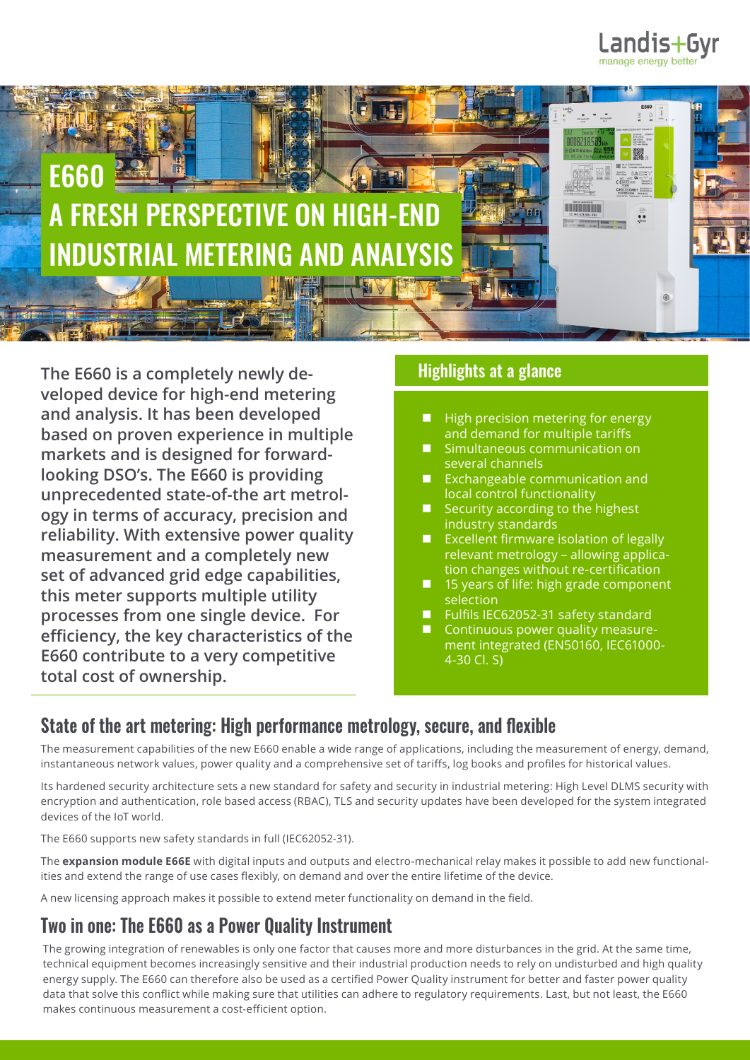# E660

# A FRESH PERSPECTIVE ON HIGH-END INDUSTRIAL METERING AND ANALYSIS

**The E660 is a completely newly developed device for high-end metering and analysis. It has been developed based on proven experience in multiple markets and is designed for forward-looking DSO's. The E660 is providing unprecedented state-of-the art metrology in terms of accuracy, precision and reliability. With extensive power quality measurement and a completely new set of advanced grid edge capabilities, this meter supports multiple utility processes from one single device. For efficiency, the key characteristics of the E660 contribute to a very competitive total cost of ownership.**

## Highlights at a glance

- High precision metering for energy and demand for multiple tariffs
- Simultaneous communication on several channels
- Exchangeable communication and local control functionality
- Security according to the highest industry standards
- Excellent firmware isolation of legally relevant metrology – allowing application changes without re-certification
- 15 years of life: high grade component selection
- Fulfils IEC62052-31 safety standard
- Continuous power quality measurement integrated (EN50160, IEC61000-4-30 Cl. S)

## State of the art metering: High performance metrology, secure, and flexible

The measurement capabilities of the new E660 enable a wide range of applications, including the measurement of energy, demand, instantaneous network values, power quality and a comprehensive set of tariffs, log books and profiles for historical values.

Its hardened security architecture sets a new standard for safety and security in industrial metering: High Level DLMS security with encryption and authentication, role based access (RBAC), TLS and security updates have been developed for the system integrated devices of the IoT world.

The E660 supports new safety standards in full (IEC62052-31).

The **expansion module E66E** with digital inputs and outputs and electro-mechanical relay makes it possible to add new functionalities and extend the range of use cases flexibly, on demand and over the entire lifetime of the device.

A new licensing approach makes it possible to extend meter functionality on demand in the field.

## Two in one: The E660 as a Power Quality Instrument

The growing integration of renewables is only one factor that causes more and more disturbances in the grid. At the same time, technical equipment becomes increasingly sensitive and their industrial production needs to rely on undisturbed and high quality energy supply. The E660 can therefore also be used as a certified Power Quality instrument for better and faster power quality data that solve this conflict while making sure that utilities can adhere to regulatory requirements. Last, but not least, the E660 makes continuous measurement a cost-efficient option.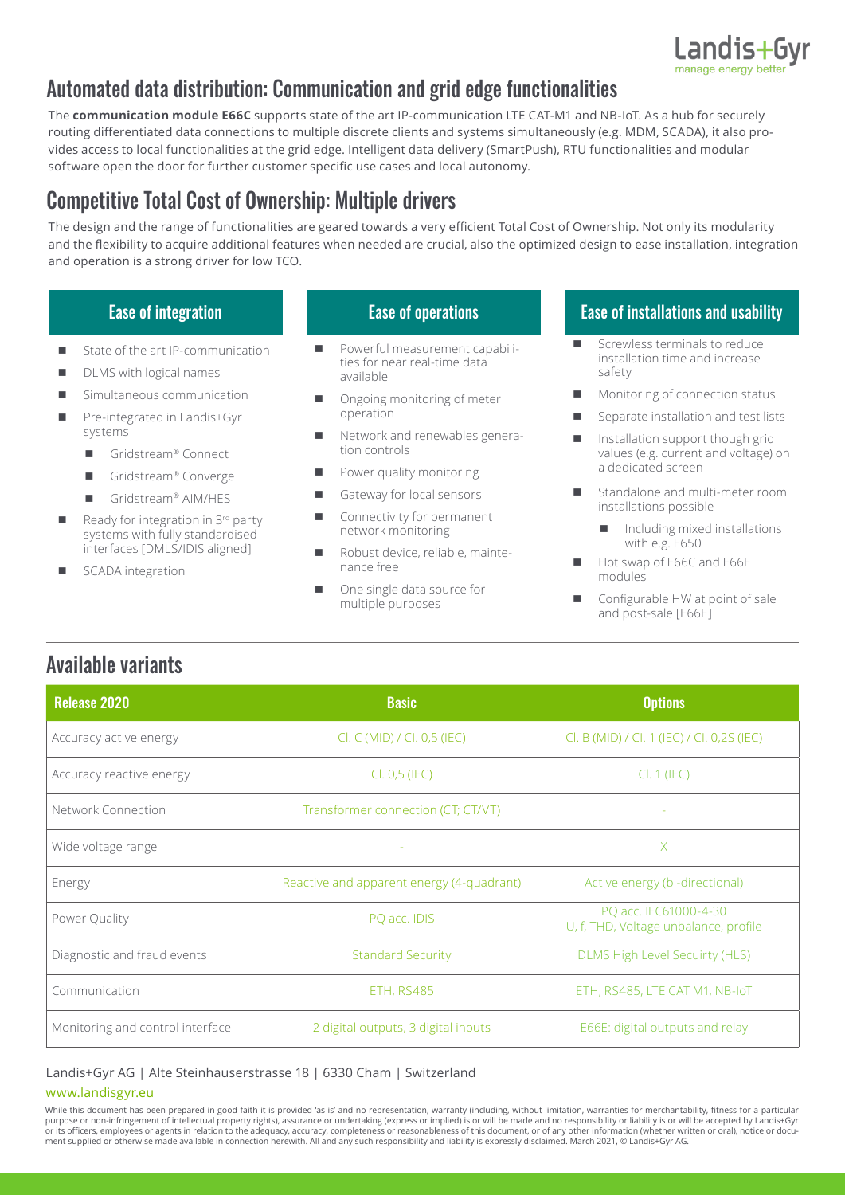## Automated data distribution: Communication and grid edge functionalities

The **communication module E66C** supports state of the art IP-communication LTE CAT-M1 and NB-IoT. As a hub for securely routing differentiated data connections to multiple discrete clients and systems simultaneously (e.g. MDM, SCADA), it also provides access to local functionalities at the grid edge. Intelligent data delivery (SmartPush), RTU functionalities and modular software open the door for further customer specific use cases and local autonomy.

## Competitive Total Cost of Ownership: Multiple drivers

The design and the range of functionalities are geared towards a very efficient Total Cost of Ownership. Not only its modularity and the flexibility to acquire additional features when needed are crucial, also the optimized design to ease installation, integration and operation is a strong driver for low TCO.

### Ease of integration

- State of the art IP-communication
- DLMS with logical names
- Simultaneous communication
- Pre-integrated in Landis+Gyr systems
  - Gridstream® Connect
  - Gridstream® Converge
  - Gridstream® AIM/HES
- Ready for integration in 3rd party systems with fully standardised interfaces [DMLS/IDIS aligned]
- SCADA integration

### Ease of operations

- Powerful measurement capabilities for near real-time data available
- Ongoing monitoring of meter operation
- Network and renewables generation controls
- Power quality monitoring
- Gateway for local sensors
- Connectivity for permanent network monitoring
- Robust device, reliable, maintenance free
- One single data source for multiple purposes

### Ease of installations and usability

- Screwless terminals to reduce installation time and increase safety
- Monitoring of connection status
- Separate installation and test lists
- Installation support though grid values (e.g. current and voltage) on a dedicated screen
- Standalone and multi-meter room installations possible
  - Including mixed installations with e.g. E650
- Hot swap of E66C and E66E modules
- Configurable HW at point of sale and post-sale [E66E]

## Available variants

| Release 2020 | Basic | Options |
|---|---|---|
| Accuracy active energy | Cl. C (MID) / Cl. 0,5 (IEC) | Cl. B (MID) / Cl. 1 (IEC) / Cl. 0,2S (IEC) |
| Accuracy reactive energy | Cl. 0,5 (IEC) | Cl. 1 (IEC) |
| Network Connection | Transformer connection (CT; CT/VT) | - |
| Wide voltage range | - | X |
| Energy | Reactive and apparent energy (4-quadrant) | Active energy (bi-directional) |
| Power Quality | PQ acc. IDIS | PQ acc. IEC61000-4-30<br>U, f, THD, Voltage unbalance, profile |
| Diagnostic and fraud events | Standard Security | DLMS High Level Secuirty (HLS) |
| Communication | ETH, RS485 | ETH, RS485, LTE CAT M1, NB-IoT |
| Monitoring and control interface | 2 digital outputs, 3 digital inputs | E66E: digital outputs and relay |

Landis+Gyr AG | Alte Steinhauserstrasse 18 | 6330 Cham | Switzerland

www.landisgyr.eu

While this document has been prepared in good faith it is provided 'as is' and no representation, warranty (including, without limitation, warranties for merchantability, fitness for a particular purpose or non-infringement of intellectual property rights), assurance or undertaking (express or implied) is or will be made and no responsibility or liability is or will be accepted by Landis+Gyr or its officers, employees or agents in relation to the adequacy, accuracy, completeness or reasonableness of this document, or of any other information (whether written or oral), notice or document supplied or otherwise made available in connection herewith. All and any such responsibility and liability is expressly disclaimed. March 2021, © Landis+Gyr AG.